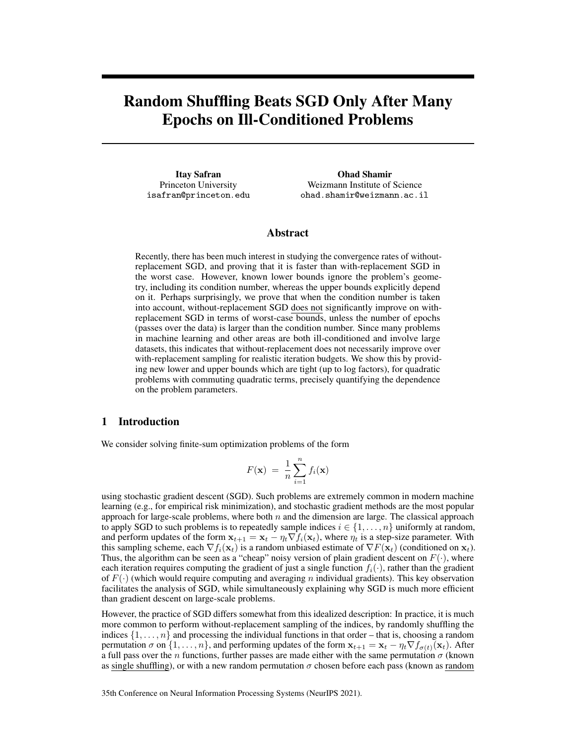# Random Shuffling Beats SGD Only After Many Epochs on Ill-Conditioned Problems

**Itay Safran**
Princeton University
isafran@princeton.edu

**Ohad Shamir**
Weizmann Institute of Science
ohad.shamir@weizmann.ac.il

## Abstract

Recently, there has been much interest in studying the convergence rates of without-replacement SGD, and proving that it is faster than with-replacement SGD in the worst case. However, known lower bounds ignore the problem's geometry, including its condition number, whereas the upper bounds explicitly depend on it. Perhaps surprisingly, we prove that when the condition number is taken into account, without-replacement SGD <u>does not</u> significantly improve on with-replacement SGD in terms of worst-case bounds, unless the number of epochs (passes over the data) is larger than the condition number. Since many problems in machine learning and other areas are both ill-conditioned and involve large datasets, this indicates that without-replacement does not necessarily improve over with-replacement sampling for realistic iteration budgets. We show this by providing new lower and upper bounds which are tight (up to log factors), for quadratic problems with commuting quadratic terms, precisely quantifying the dependence on the problem parameters.

## 1 Introduction

We consider solving finite-sum optimization problems of the form

$$F(\mathbf{x}) \;=\; \frac{1}{n}\sum_{i=1}^{n} f_i(\mathbf{x})$$

using stochastic gradient descent (SGD). Such problems are extremely common in modern machine learning (e.g., for empirical risk minimization), and stochastic gradient methods are the most popular approach for large-scale problems, where both $n$ and the dimension are large. The classical approach to apply SGD to such problems is to repeatedly sample indices $i \in \{1, \ldots, n\}$ uniformly at random, and perform updates of the form $\mathbf{x}_{t+1} = \mathbf{x}_t - \eta_t \nabla f_i(\mathbf{x}_t)$, where $\eta_t$ is a step-size parameter. With this sampling scheme, each $\nabla f_i(\mathbf{x}_t)$ is a random unbiased estimate of $\nabla F(\mathbf{x}_t)$ (conditioned on $\mathbf{x}_t$). Thus, the algorithm can be seen as a "cheap" noisy version of plain gradient descent on $F(\cdot)$, where each iteration requires computing the gradient of just a single function $f_i(\cdot)$, rather than the gradient of $F(\cdot)$ (which would require computing and averaging $n$ individual gradients). This key observation facilitates the analysis of SGD, while simultaneously explaining why SGD is much more efficient than gradient descent on large-scale problems.

However, the practice of SGD differs somewhat from this idealized description: In practice, it is much more common to perform without-replacement sampling of the indices, by randomly shuffling the indices $\{1, \ldots, n\}$ and processing the individual functions in that order – that is, choosing a random permutation $\sigma$ on $\{1, \ldots, n\}$, and performing updates of the form $\mathbf{x}_{t+1} = \mathbf{x}_t - \eta_t \nabla f_{\sigma(t)}(\mathbf{x}_t)$. After a full pass over the $n$ functions, further passes are made either with the same permutation $\sigma$ (known as <u>single shuffling</u>), or with a new random permutation $\sigma$ chosen before each pass (known as <u>random</u>

35th Conference on Neural Information Processing Systems (NeurIPS 2021).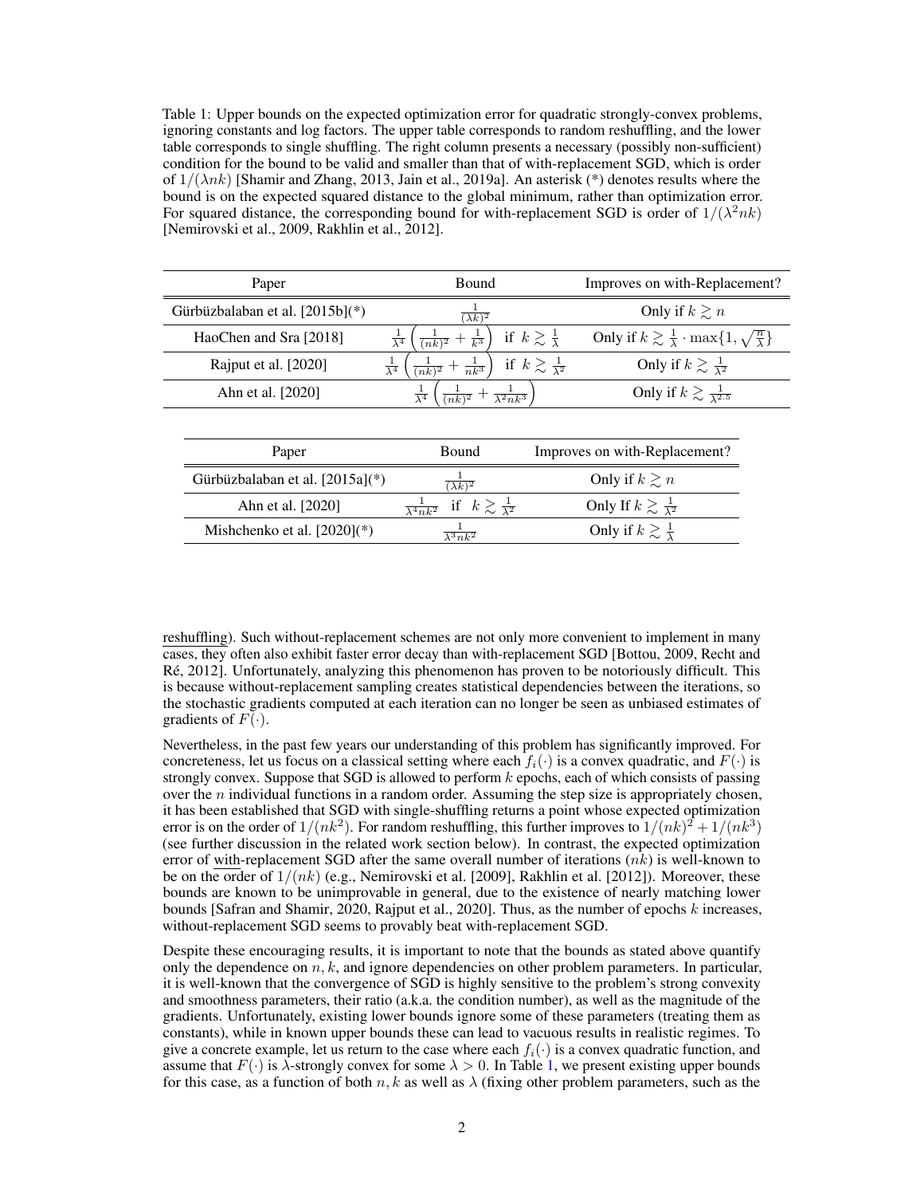Table 1: Upper bounds on the expected optimization error for quadratic strongly-convex problems, ignoring constants and log factors. The upper table corresponds to random reshuffling, and the lower table corresponds to single shuffling. The right column presents a necessary (possibly non-sufficient) condition for the bound to be valid and smaller than that of with-replacement SGD, which is order of $1/(\lambda nk)$ [Shamir and Zhang, 2013, Jain et al., 2019a]. An asterisk (*) denotes results where the bound is on the expected squared distance to the global minimum, rather than optimization error. For squared distance, the corresponding bound for with-replacement SGD is order of $1/(\lambda^2 nk)$ [Nemirovski et al., 2009, Rakhlin et al., 2012].

| Paper | Bound | Improves on with-Replacement? |
|---|---|---|
| Gürbüzbalaban et al. [2015b](*) | $\frac{1}{(\lambda k)^2}$ | Only if $k \gtrsim n$ |
| HaoChen and Sra [2018] | $\frac{1}{\lambda^4}\left(\frac{1}{(nk)^2}+\frac{1}{k^3}\right)$ if $k \gtrsim \frac{1}{\lambda}$ | Only if $k \gtrsim \frac{1}{\lambda}\cdot\max\{1,\sqrt{\frac{n}{\lambda}}\}$ |
| Rajput et al. [2020] | $\frac{1}{\lambda^4}\left(\frac{1}{(nk)^2}+\frac{1}{nk^3}\right)$ if $k \gtrsim \frac{1}{\lambda^2}$ | Only if $k \gtrsim \frac{1}{\lambda^2}$ |
| Ahn et al. [2020] | $\frac{1}{\lambda^4}\left(\frac{1}{(nk)^2}+\frac{1}{\lambda^2 nk^3}\right)$ | Only if $k \gtrsim \frac{1}{\lambda^{2.5}}$ |

| Paper | Bound | Improves on with-Replacement? |
|---|---|---|
| Gürbüzbalaban et al. [2015a](*) | $\frac{1}{(\lambda k)^2}$ | Only if $k \gtrsim n$ |
| Ahn et al. [2020] | $\frac{1}{\lambda^4 nk^2}$ if $k \gtrsim \frac{1}{\lambda^2}$ | Only If $k \gtrsim \frac{1}{\lambda^2}$ |
| Mishchenko et al. [2020](*) | $\frac{1}{\lambda^3 nk^2}$ | Only if $k \gtrsim \frac{1}{\lambda}$ |

reshuffling). Such without-replacement schemes are not only more convenient to implement in many cases, they often also exhibit faster error decay than with-replacement SGD [Bottou, 2009, Recht and Ré, 2012]. Unfortunately, analyzing this phenomenon has proven to be notoriously difficult. This is because without-replacement sampling creates statistical dependencies between the iterations, so the stochastic gradients computed at each iteration can no longer be seen as unbiased estimates of gradients of $F(\cdot)$.

Nevertheless, in the past few years our understanding of this problem has significantly improved. For concreteness, let us focus on a classical setting where each $f_i(\cdot)$ is a convex quadratic, and $F(\cdot)$ is strongly convex. Suppose that SGD is allowed to perform $k$ epochs, each of which consists of passing over the $n$ individual functions in a random order. Assuming the step size is appropriately chosen, it has been established that SGD with single-shuffling returns a point whose expected optimization error is on the order of $1/(nk^2)$. For random reshuffling, this further improves to $1/(nk)^2 + 1/(nk^3)$ (see further discussion in the related work section below). In contrast, the expected optimization error of with-replacement SGD after the same overall number of iterations ($nk$) is well-known to be on the order of $1/(nk)$ (e.g., Nemirovski et al. [2009], Rakhlin et al. [2012]). Moreover, these bounds are known to be unimprovable in general, due to the existence of nearly matching lower bounds [Safran and Shamir, 2020, Rajput et al., 2020]. Thus, as the number of epochs $k$ increases, without-replacement SGD seems to provably beat with-replacement SGD.

Despite these encouraging results, it is important to note that the bounds as stated above quantify only the dependence on $n, k$, and ignore dependencies on other problem parameters. In particular, it is well-known that the convergence of SGD is highly sensitive to the problem's strong convexity and smoothness parameters, their ratio (a.k.a. the condition number), as well as the magnitude of the gradients. Unfortunately, existing lower bounds ignore some of these parameters (treating them as constants), while in known upper bounds these can lead to vacuous results in realistic regimes. To give a concrete example, let us return to the case where each $f_i(\cdot)$ is a convex quadratic function, and assume that $F(\cdot)$ is $\lambda$-strongly convex for some $\lambda > 0$. In Table 1, we present existing upper bounds for this case, as a function of both $n, k$ as well as $\lambda$ (fixing other problem parameters, such as the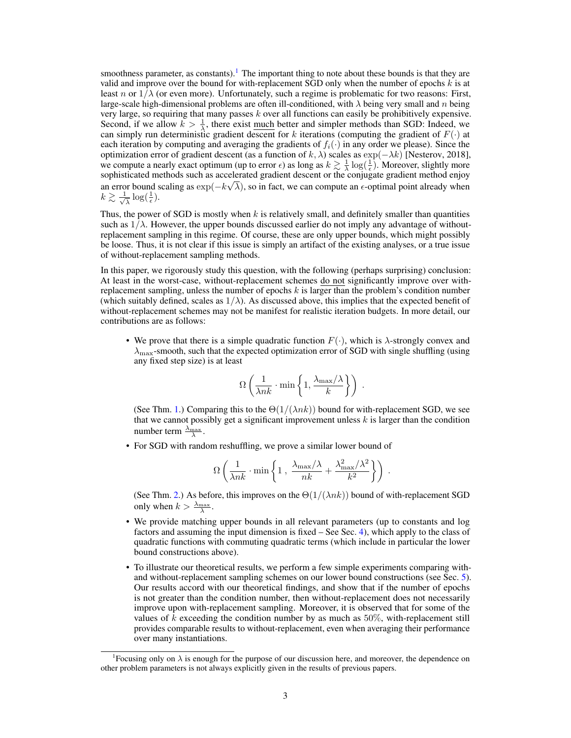smoothness parameter, as constants).[1] The important thing to note about these bounds is that they are valid and improve over the bound for with-replacement SGD only when the number of epochs $k$ is at least $n$ or $1/\lambda$ (or even more). Unfortunately, such a regime is problematic for two reasons: First, large-scale high-dimensional problems are often ill-conditioned, with $\lambda$ being very small and $n$ being very large, so requiring that many passes $k$ over all functions can easily be prohibitively expensive. Second, if we allow $k > \frac{1}{\lambda}$, there exist much better and simpler methods than SGD: Indeed, we can simply run deterministic gradient descent for $k$ iterations (computing the gradient of $F(\cdot)$ at each iteration by computing and averaging the gradients of $f_i(\cdot)$ in any order we please). Since the optimization error of gradient descent (as a function of $k, \lambda$) scales as $\exp(-\lambda k)$ [Nesterov, 2018], we compute a nearly exact optimum (up to error $\epsilon$) as long as $k \gtrsim \frac{1}{\lambda}\log(\frac{1}{\epsilon})$. Moreover, slightly more sophisticated methods such as accelerated gradient descent or the conjugate gradient method enjoy an error bound scaling as $\exp(-k\sqrt{\lambda})$, so in fact, we can compute an $\epsilon$-optimal point already when $k \gtrsim \frac{1}{\sqrt{\lambda}}\log(\frac{1}{\epsilon})$.

Thus, the power of SGD is mostly when $k$ is relatively small, and definitely smaller than quantities such as $1/\lambda$. However, the upper bounds discussed earlier do not imply any advantage of without-replacement sampling in this regime. Of course, these are only upper bounds, which might possibly be loose. Thus, it is not clear if this issue is simply an artifact of the existing analyses, or a true issue of without-replacement sampling methods.

In this paper, we rigorously study this question, with the following (perhaps surprising) conclusion: At least in the worst-case, without-replacement schemes do not significantly improve over with-replacement sampling, unless the number of epochs $k$ is larger than the problem's condition number (which suitably defined, scales as $1/\lambda$). As discussed above, this implies that the expected benefit of without-replacement schemes may not be manifest for realistic iteration budgets. In more detail, our contributions are as follows:

- We prove that there is a simple quadratic function $F(\cdot)$, which is $\lambda$-strongly convex and $\lambda_{\max}$-smooth, such that the expected optimization error of SGD with single shuffling (using any fixed step size) is at least

$$\Omega\left(\frac{1}{\lambda nk}\cdot\min\left\{1,\frac{\lambda_{\max}/\lambda}{k}\right\}\right)\,.$$

  (See Thm. 1.) Comparing this to the $\Theta(1/(\lambda nk))$ bound for with-replacement SGD, we see that we cannot possibly get a significant improvement unless $k$ is larger than the condition number term $\frac{\lambda_{\max}}{\lambda}$.

- For SGD with random reshuffling, we prove a similar lower bound of

$$\Omega\left(\frac{1}{\lambda nk}\cdot\min\left\{1\,,\,\frac{\lambda_{\max}/\lambda}{nk}+\frac{\lambda_{\max}^2/\lambda^2}{k^2}\right\}\right)\,.$$

  (See Thm. 2.) As before, this improves on the $\Theta(1/(\lambda nk))$ bound of with-replacement SGD only when $k > \frac{\lambda_{\max}}{\lambda}$.

- We provide matching upper bounds in all relevant parameters (up to constants and log factors and assuming the input dimension is fixed – See Sec. 4), which apply to the class of quadratic functions with commuting quadratic terms (which include in particular the lower bound constructions above).

- To illustrate our theoretical results, we perform a few simple experiments comparing with- and without-replacement sampling schemes on our lower bound constructions (see Sec. 5). Our results accord with our theoretical findings, and show that if the number of epochs is not greater than the condition number, then without-replacement does not necessarily improve upon with-replacement sampling. Moreover, it is observed that for some of the values of $k$ exceeding the condition number by as much as 50%, with-replacement still provides comparable results to without-replacement, even when averaging their performance over many instantiations.

[1] Focusing only on $\lambda$ is enough for the purpose of our discussion here, and moreover, the dependence on other problem parameters is not always explicitly given in the results of previous papers.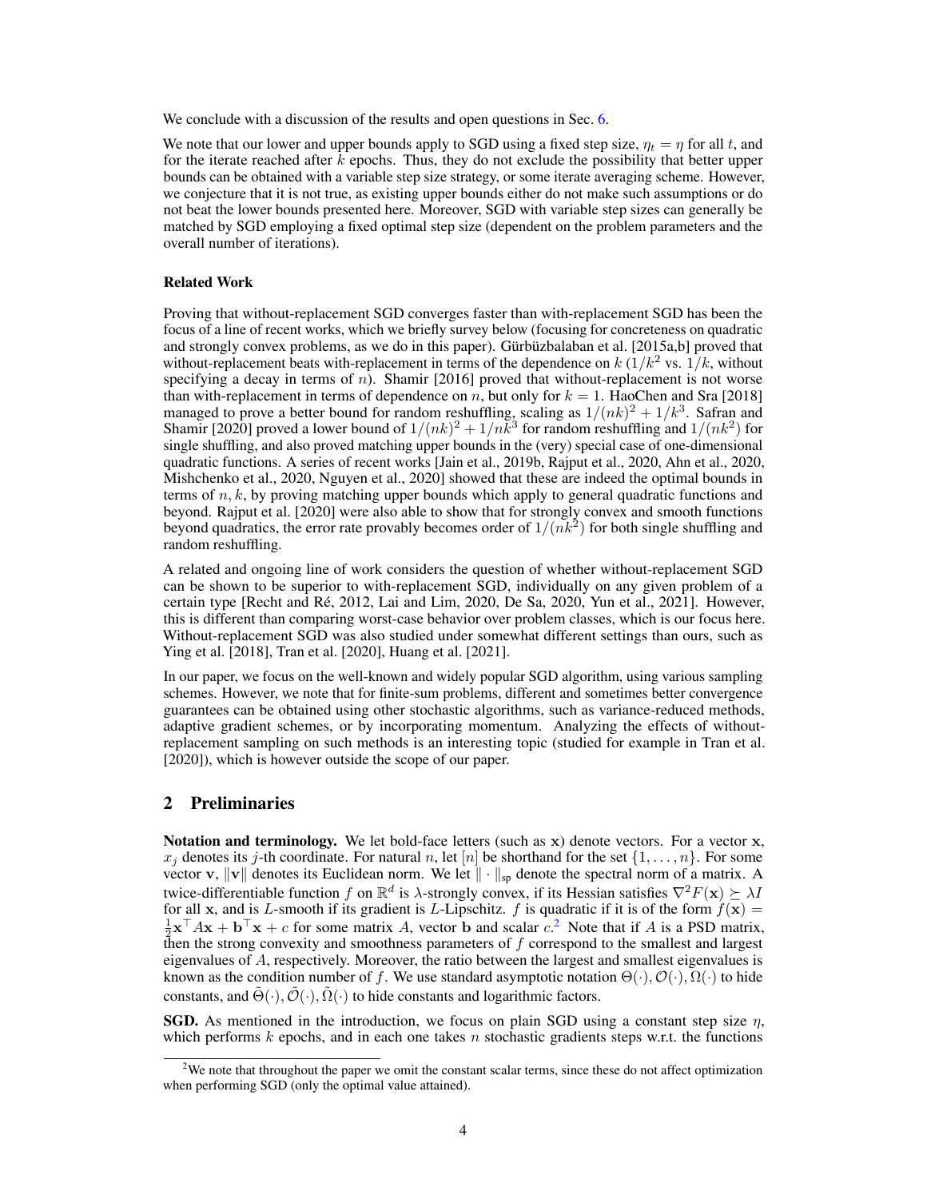We conclude with a discussion of the results and open questions in Sec. 6.

We note that our lower and upper bounds apply to SGD using a fixed step size, $\eta_t = \eta$ for all $t$, and for the iterate reached after $k$ epochs. Thus, they do not exclude the possibility that better upper bounds can be obtained with a variable step size strategy, or some iterate averaging scheme. However, we conjecture that it is not true, as existing upper bounds either do not make such assumptions or do not beat the lower bounds presented here. Moreover, SGD with variable step sizes can generally be matched by SGD employing a fixed optimal step size (dependent on the problem parameters and the overall number of iterations).

### Related Work

Proving that without-replacement SGD converges faster than with-replacement SGD has been the focus of a line of recent works, which we briefly survey below (focusing for concreteness on quadratic and strongly convex problems, as we do in this paper). Gürbüzbalaban et al. [2015a,b] proved that without-replacement beats with-replacement in terms of the dependence on $k$ ($1/k^2$ vs. $1/k$, without specifying a decay in terms of $n$). Shamir [2016] proved that without-replacement is not worse than with-replacement in terms of dependence on $n$, but only for $k = 1$. HaoChen and Sra [2018] managed to prove a better bound for random reshuffling, scaling as $1/(nk)^2 + 1/k^3$. Safran and Shamir [2020] proved a lower bound of $1/(nk)^2 + 1/nk^3$ for random reshuffling and $1/(nk^2)$ for single shuffling, and also proved matching upper bounds in the (very) special case of one-dimensional quadratic functions. A series of recent works [Jain et al., 2019b, Rajput et al., 2020, Ahn et al., 2020, Mishchenko et al., 2020, Nguyen et al., 2020] showed that these are indeed the optimal bounds in terms of $n, k$, by proving matching upper bounds which apply to general quadratic functions and beyond. Rajput et al. [2020] were also able to show that for strongly convex and smooth functions beyond quadratics, the error rate provably becomes order of $1/(nk^2)$ for both single shuffling and random reshuffling.

A related and ongoing line of work considers the question of whether without-replacement SGD can be shown to be superior to with-replacement SGD, individually on any given problem of a certain type [Recht and Ré, 2012, Lai and Lim, 2020, De Sa, 2020, Yun et al., 2021]. However, this is different than comparing worst-case behavior over problem classes, which is our focus here. Without-replacement SGD was also studied under somewhat different settings than ours, such as Ying et al. [2018], Tran et al. [2020], Huang et al. [2021].

In our paper, we focus on the well-known and widely popular SGD algorithm, using various sampling schemes. However, we note that for finite-sum problems, different and sometimes better convergence guarantees can be obtained using other stochastic algorithms, such as variance-reduced methods, adaptive gradient schemes, or by incorporating momentum. Analyzing the effects of without-replacement sampling on such methods is an interesting topic (studied for example in Tran et al. [2020]), which is however outside the scope of our paper.

## 2 Preliminaries

**Notation and terminology.** We let bold-face letters (such as $\mathbf{x}$) denote vectors. For a vector $\mathbf{x}$, $x_j$ denotes its $j$-th coordinate. For natural $n$, let $[n]$ be shorthand for the set $\{1, \ldots, n\}$. For some vector $\mathbf{v}$, $\|\mathbf{v}\|$ denotes its Euclidean norm. We let $\|\cdot\|_{\text{sp}}$ denote the spectral norm of a matrix. A twice-differentiable function $f$ on $\mathbb{R}^d$ is $\lambda$-strongly convex, if its Hessian satisfies $\nabla^2 F(\mathbf{x}) \succeq \lambda I$ for all $\mathbf{x}$, and is $L$-smooth if its gradient is $L$-Lipschitz. $f$ is quadratic if it is of the form $f(\mathbf{x}) = \frac{1}{2}\mathbf{x}^\top A\mathbf{x} + \mathbf{b}^\top \mathbf{x} + c$ for some matrix $A$, vector $\mathbf{b}$ and scalar $c$.[2] Note that if $A$ is a PSD matrix, then the strong convexity and smoothness parameters of $f$ correspond to the smallest and largest eigenvalues of $A$, respectively. Moreover, the ratio between the largest and smallest eigenvalues is known as the condition number of $f$. We use standard asymptotic notation $\Theta(\cdot), \mathcal{O}(\cdot), \Omega(\cdot)$ to hide constants, and $\tilde{\Theta}(\cdot), \tilde{\mathcal{O}}(\cdot), \tilde{\Omega}(\cdot)$ to hide constants and logarithmic factors.

**SGD.** As mentioned in the introduction, we focus on plain SGD using a constant step size $\eta$, which performs $k$ epochs, and in each one takes $n$ stochastic gradients steps w.r.t. the functions

[2] We note that throughout the paper we omit the constant scalar terms, since these do not affect optimization when performing SGD (only the optimal value attained).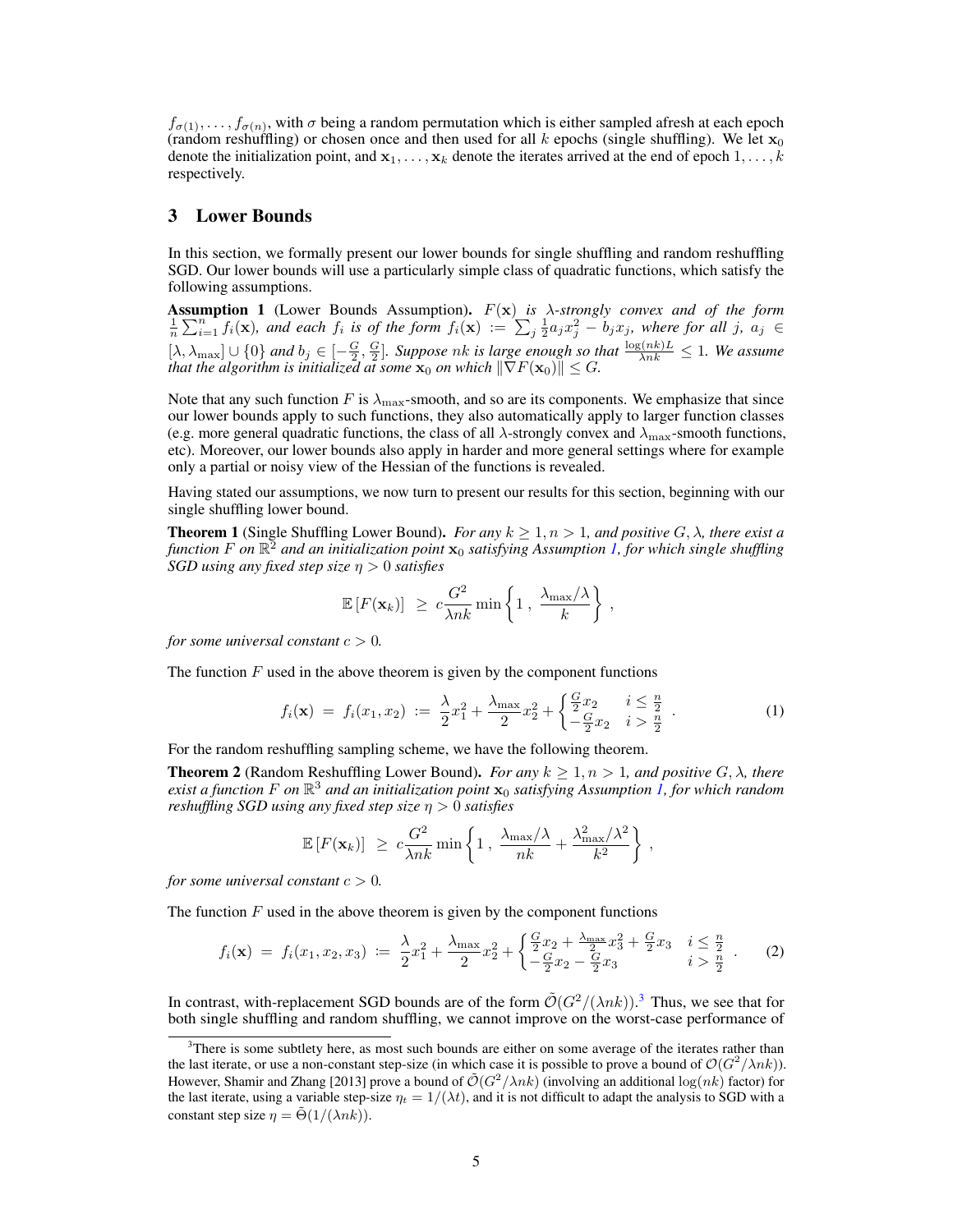$f_{\sigma(1)}, \ldots, f_{\sigma(n)}$, with $\sigma$ being a random permutation which is either sampled afresh at each epoch (random reshuffling) or chosen once and then used for all $k$ epochs (single shuffling). We let $\mathbf{x}_0$ denote the initialization point, and $\mathbf{x}_1, \ldots, \mathbf{x}_k$ denote the iterates arrived at the end of epoch $1, \ldots, k$ respectively.

## 3 Lower Bounds

In this section, we formally present our lower bounds for single shuffling and random reshuffling SGD. Our lower bounds will use a particularly simple class of quadratic functions, which satisfy the following assumptions.

**Assumption 1** (Lower Bounds Assumption). *$F(\mathbf{x})$ is $\lambda$-strongly convex and of the form $\frac{1}{n}\sum_{i=1}^{n} f_i(\mathbf{x})$, and each $f_i$ is of the form $f_i(\mathbf{x}) := \sum_j \frac{1}{2} a_j x_j^2 - b_j x_j$, where for all $j$, $a_j \in [\lambda, \lambda_{\max}] \cup \{0\}$ and $b_j \in [-\frac{G}{2}, \frac{G}{2}]$. Suppose $nk$ is large enough so that $\frac{\log(nk)L}{\lambda nk} \leq 1$. We assume that the algorithm is initialized at some $\mathbf{x}_0$ on which $\|\nabla F(\mathbf{x}_0)\| \leq G$.*

Note that any such function $F$ is $\lambda_{\max}$-smooth, and so are its components. We emphasize that since our lower bounds apply to such functions, they also automatically apply to larger function classes (e.g. more general quadratic functions, the class of all $\lambda$-strongly convex and $\lambda_{\max}$-smooth functions, etc). Moreover, our lower bounds also apply in harder and more general settings where for example only a partial or noisy view of the Hessian of the functions is revealed.

Having stated our assumptions, we now turn to present our results for this section, beginning with our single shuffling lower bound.

**Theorem 1** (Single Shuffling Lower Bound). *For any $k \geq 1, n > 1$, and positive $G, \lambda$, there exist a function $F$ on $\mathbb{R}^2$ and an initialization point $\mathbf{x}_0$ satisfying Assumption 1, for which single shuffling SGD using any fixed step size $\eta > 0$ satisfies*

$$\mathbb{E}\left[F(\mathbf{x}_k)\right] \;\geq\; c\frac{G^2}{\lambda nk}\min\left\{1\;,\;\frac{\lambda_{\max}/\lambda}{k}\right\}\;,$$

*for some universal constant $c > 0$.*

The function $F$ used in the above theorem is given by the component functions

$$f_i(\mathbf{x}) \;=\; f_i(x_1, x_2) \;:=\; \frac{\lambda}{2}x_1^2 + \frac{\lambda_{\max}}{2}x_2^2 + \begin{cases} \frac{G}{2}x_2 & i \leq \frac{n}{2} \\ -\frac{G}{2}x_2 & i > \frac{n}{2} \end{cases}\;. \tag{1}$$

For the random reshuffling sampling scheme, we have the following theorem.

**Theorem 2** (Random Reshuffling Lower Bound). *For any $k \geq 1, n > 1$, and positive $G, \lambda$, there exist a function $F$ on $\mathbb{R}^3$ and an initialization point $\mathbf{x}_0$ satisfying Assumption 1, for which random reshuffling SGD using any fixed step size $\eta > 0$ satisfies*

$$\mathbb{E}\left[F(\mathbf{x}_k)\right] \;\geq\; c\frac{G^2}{\lambda nk}\min\left\{1\;,\;\frac{\lambda_{\max}/\lambda}{nk} + \frac{\lambda_{\max}^2/\lambda^2}{k^2}\right\}\;,$$

*for some universal constant $c > 0$.*

The function $F$ used in the above theorem is given by the component functions

$$f_i(\mathbf{x}) \;=\; f_i(x_1, x_2, x_3) \;:=\; \frac{\lambda}{2}x_1^2 + \frac{\lambda_{\max}}{2}x_2^2 + \begin{cases} \frac{G}{2}x_2 + \frac{\lambda_{\max}}{2}x_3^2 + \frac{G}{2}x_3 & i \leq \frac{n}{2} \\ -\frac{G}{2}x_2 - \frac{G}{2}x_3 & i > \frac{n}{2} \end{cases}\;. \tag{2}$$

In contrast, with-replacement SGD bounds are of the form $\tilde{\mathcal{O}}(G^2/(\lambda nk))$.[3] Thus, we see that for both single shuffling and random shuffling, we cannot improve on the worst-case performance of

[3] There is some subtlety here, as most such bounds are either on some average of the iterates rather than the last iterate, or use a non-constant step-size (in which case it is possible to prove a bound of $\mathcal{O}(G^2/\lambda nk)$). However, Shamir and Zhang [2013] prove a bound of $\tilde{\mathcal{O}}(G^2/\lambda nk)$ (involving an additional $\log(nk)$ factor) for the last iterate, using a variable step-size $\eta_t = 1/(\lambda t)$, and it is not difficult to adapt the analysis to SGD with a constant step size $\eta = \tilde{\Theta}(1/(\lambda nk))$.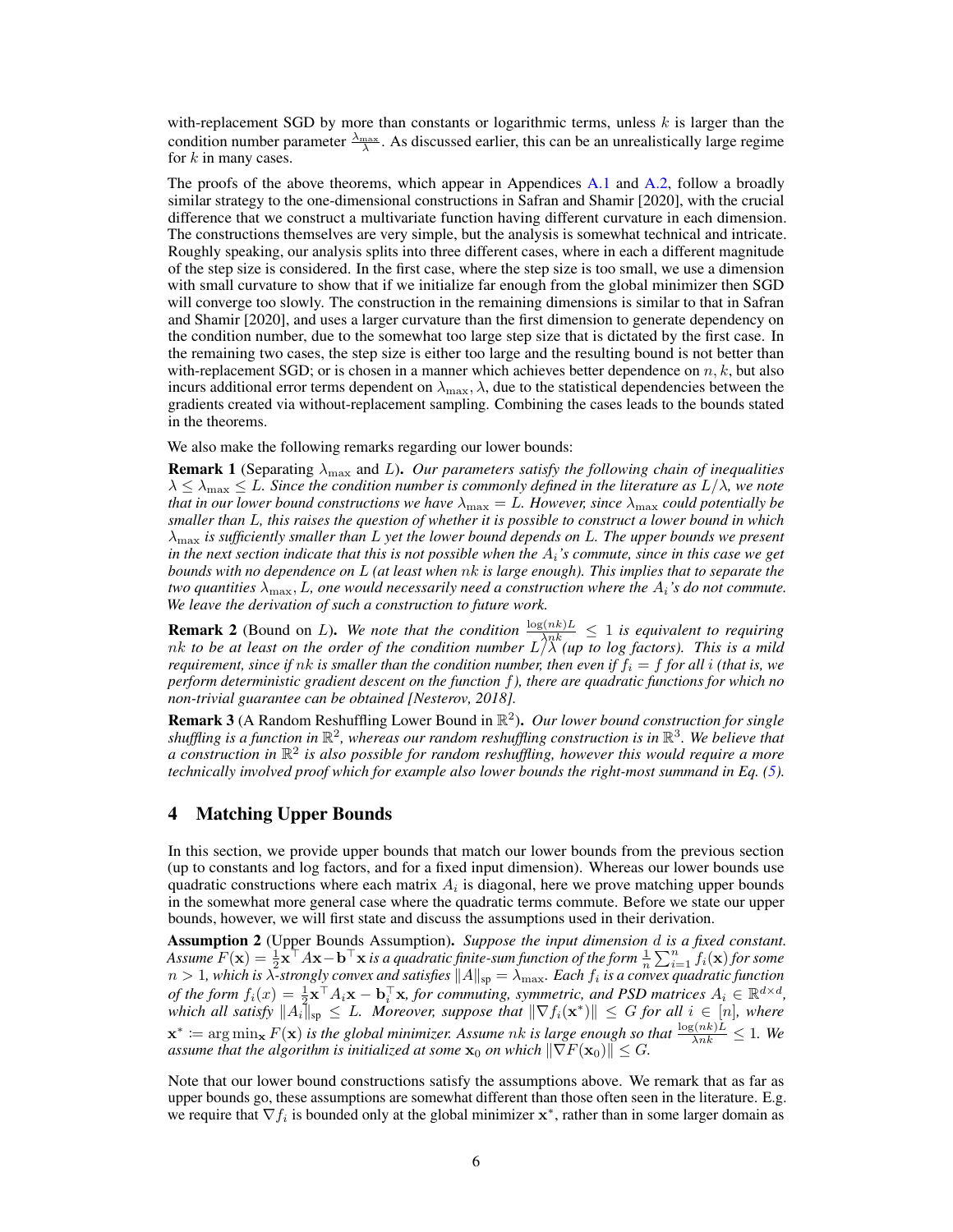with-replacement SGD by more than constants or logarithmic terms, unless $k$ is larger than the condition number parameter $\frac{\lambda_{\max}}{\lambda}$. As discussed earlier, this can be an unrealistically large regime for $k$ in many cases.

The proofs of the above theorems, which appear in Appendices A.1 and A.2, follow a broadly similar strategy to the one-dimensional constructions in Safran and Shamir [2020], with the crucial difference that we construct a multivariate function having different curvature in each dimension. The constructions themselves are very simple, but the analysis is somewhat technical and intricate. Roughly speaking, our analysis splits into three different cases, where in each a different magnitude of the step size is considered. In the first case, where the step size is too small, we use a dimension with small curvature to show that if we initialize far enough from the global minimizer then SGD will converge too slowly. The construction in the remaining dimensions is similar to that in Safran and Shamir [2020], and uses a larger curvature than the first dimension to generate dependency on the condition number, due to the somewhat too large step size that is dictated by the first case. In the remaining two cases, the step size is either too large and the resulting bound is not better than with-replacement SGD; or is chosen in a manner which achieves better dependence on $n, k$, but also incurs additional error terms dependent on $\lambda_{\max}, \lambda$, due to the statistical dependencies between the gradients created via without-replacement sampling. Combining the cases leads to the bounds stated in the theorems.

We also make the following remarks regarding our lower bounds:

**Remark 1** (Separating $\lambda_{\max}$ and $L$). *Our parameters satisfy the following chain of inequalities $\lambda \leq \lambda_{\max} \leq L$. Since the condition number is commonly defined in the literature as $L/\lambda$, we note that in our lower bound constructions we have $\lambda_{\max} = L$. However, since $\lambda_{\max}$ could potentially be smaller than $L$, this raises the question of whether it is possible to construct a lower bound in which $\lambda_{\max}$ is sufficiently smaller than $L$ yet the lower bound depends on $L$. The upper bounds we present in the next section indicate that this is not possible when the $A_i$'s commute, since in this case we get bounds with no dependence on $L$ (at least when $nk$ is large enough). This implies that to separate the two quantities $\lambda_{\max}, L$, one would necessarily need a construction where the $A_i$'s do not commute. We leave the derivation of such a construction to future work.*

**Remark 2** (Bound on $L$). *We note that the condition $\frac{\log(nk)L}{\lambda nk} \leq 1$ is equivalent to requiring $nk$ to be at least on the order of the condition number $L/\lambda$ (up to log factors). This is a mild requirement, since if $nk$ is smaller than the condition number, then even if $f_i = f$ for all $i$ (that is, we perform deterministic gradient descent on the function $f$), there are quadratic functions for which no non-trivial guarantee can be obtained [Nesterov, 2018].*

**Remark 3** (A Random Reshuffling Lower Bound in $\mathbb{R}^2$). *Our lower bound construction for single shuffling is a function in $\mathbb{R}^2$, whereas our random reshuffling construction is in $\mathbb{R}^3$. We believe that a construction in $\mathbb{R}^2$ is also possible for random reshuffling, however this would require a more technically involved proof which for example also lower bounds the right-most summand in Eq. (5).*

## 4 Matching Upper Bounds

In this section, we provide upper bounds that match our lower bounds from the previous section (up to constants and log factors, and for a fixed input dimension). Whereas our lower bounds use quadratic constructions where each matrix $A_i$ is diagonal, here we prove matching upper bounds in the somewhat more general case where the quadratic terms commute. Before we state our upper bounds, however, we will first state and discuss the assumptions used in their derivation.

**Assumption 2** (Upper Bounds Assumption). *Suppose the input dimension $d$ is a fixed constant. Assume $F(\mathbf{x}) = \frac{1}{2}\mathbf{x}^\top A\mathbf{x} - \mathbf{b}^\top\mathbf{x}$ is a quadratic finite-sum function of the form $\frac{1}{n}\sum_{i=1}^n f_i(\mathbf{x})$ for some $n > 1$, which is $\lambda$-strongly convex and satisfies $\|A\|_{\text{sp}} = \lambda_{\max}$. Each $f_i$ is a convex quadratic function of the form $f_i(x) = \frac{1}{2}\mathbf{x}^\top A_i\mathbf{x} - \mathbf{b}_i^\top\mathbf{x}$, for commuting, symmetric, and PSD matrices $A_i \in \mathbb{R}^{d\times d}$, which all satisfy $\|A_i\|_{\text{sp}} \leq L$. Moreover, suppose that $\|\nabla f_i(\mathbf{x}^*)\| \leq G$ for all $i \in [n]$, where $\mathbf{x}^* := \arg\min_{\mathbf{x}} F(\mathbf{x})$ is the global minimizer. Assume $nk$ is large enough so that $\frac{\log(nk)L}{\lambda nk} \leq 1$. We assume that the algorithm is initialized at some $\mathbf{x}_0$ on which $\|\nabla F(\mathbf{x}_0)\| \leq G$.*

Note that our lower bound constructions satisfy the assumptions above. We remark that as far as upper bounds go, these assumptions are somewhat different than those often seen in the literature. E.g. we require that $\nabla f_i$ is bounded only at the global minimizer $\mathbf{x}^*$, rather than in some larger domain as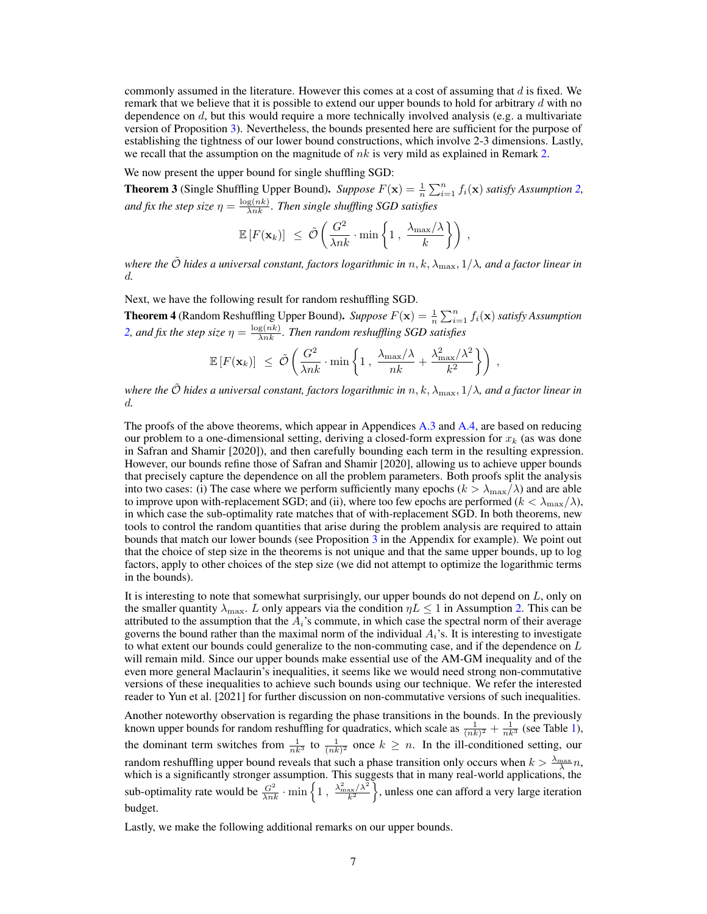commonly assumed in the literature. However this comes at a cost of assuming that $d$ is fixed. We remark that we believe that it is possible to extend our upper bounds to hold for arbitrary $d$ with no dependence on $d$, but this would require a more technically involved analysis (e.g. a multivariate version of Proposition 3). Nevertheless, the bounds presented here are sufficient for the purpose of establishing the tightness of our lower bound constructions, which involve 2-3 dimensions. Lastly, we recall that the assumption on the magnitude of $nk$ is very mild as explained in Remark 2.

We now present the upper bound for single shuffling SGD:

**Theorem 3** (Single Shuffling Upper Bound)**.** *Suppose $F(\mathbf{x}) = \frac{1}{n}\sum_{i=1}^{n} f_i(\mathbf{x})$ satisfy Assumption 2, and fix the step size $\eta = \frac{\log(nk)}{\lambda nk}$. Then single shuffling SGD satisfies*

$$
\mathbb{E}\left[F(\mathbf{x}_k)\right] \;\leq\; \tilde{\mathcal{O}}\left(\frac{G^2}{\lambda nk}\cdot\min\left\{1\,,\;\frac{\lambda_{\max}/\lambda}{k}\right\}\right)\,,
$$

*where the $\tilde{\mathcal{O}}$ hides a universal constant, factors logarithmic in $n, k, \lambda_{\max}, 1/\lambda$, and a factor linear in $d$.*

Next, we have the following result for random reshuffling SGD.

**Theorem 4** (Random Reshuffling Upper Bound)**.** *Suppose $F(\mathbf{x}) = \frac{1}{n}\sum_{i=1}^{n} f_i(\mathbf{x})$ satisfy Assumption 2, and fix the step size $\eta = \frac{\log(nk)}{\lambda nk}$. Then random reshuffling SGD satisfies*

$$
\mathbb{E}\left[F(\mathbf{x}_k)\right] \;\leq\; \tilde{\mathcal{O}}\left(\frac{G^2}{\lambda nk}\cdot\min\left\{1\,,\;\frac{\lambda_{\max}/\lambda}{nk}+\frac{\lambda_{\max}^2/\lambda^2}{k^2}\right\}\right)\,,
$$

*where the $\tilde{\mathcal{O}}$ hides a universal constant, factors logarithmic in $n, k, \lambda_{\max}, 1/\lambda$, and a factor linear in $d$.*

The proofs of the above theorems, which appear in Appendices A.3 and A.4, are based on reducing our problem to a one-dimensional setting, deriving a closed-form expression for $x_k$ (as was done in Safran and Shamir [2020]), and then carefully bounding each term in the resulting expression. However, our bounds refine those of Safran and Shamir [2020], allowing us to achieve upper bounds that precisely capture the dependence on all the problem parameters. Both proofs split the analysis into two cases: (i) The case where we perform sufficiently many epochs ($k > \lambda_{\max}/\lambda$) and are able to improve upon with-replacement SGD; and (ii), where too few epochs are performed ($k < \lambda_{\max}/\lambda$), in which case the sub-optimality rate matches that of with-replacement SGD. In both theorems, new tools to control the random quantities that arise during the problem analysis are required to attain bounds that match our lower bounds (see Proposition 3 in the Appendix for example). We point out that the choice of step size in the theorems is not unique and that the same upper bounds, up to log factors, apply to other choices of the step size (we did not attempt to optimize the logarithmic terms in the bounds).

It is interesting to note that somewhat surprisingly, our upper bounds do not depend on $L$, only on the smaller quantity $\lambda_{\max}$. $L$ only appears via the condition $\eta L \leq 1$ in Assumption 2. This can be attributed to the assumption that the $A_i$'s commute, in which case the spectral norm of their average governs the bound rather than the maximal norm of the individual $A_i$'s. It is interesting to investigate to what extent our bounds could generalize to the non-commuting case, and if the dependence on $L$ will remain mild. Since our upper bounds make essential use of the AM-GM inequality and of the even more general Maclaurin's inequalities, it seems like we would need strong non-commutative versions of these inequalities to achieve such bounds using our technique. We refer the interested reader to Yun et al. [2021] for further discussion on non-commutative versions of such inequalities.

Another noteworthy observation is regarding the phase transitions in the bounds. In the previously known upper bounds for random reshuffling for quadratics, which scale as $\frac{1}{(nk)^2}+\frac{1}{nk^3}$ (see Table 1), the dominant term switches from $\frac{1}{nk^3}$ to $\frac{1}{(nk)^2}$ once $k \geq n$. In the ill-conditioned setting, our random reshuffling upper bound reveals that such a phase transition only occurs when $k > \frac{\lambda_{\max}}{\lambda}n$, which is a significantly stronger assumption. This suggests that in many real-world applications, the sub-optimality rate would be $\frac{G^2}{\lambda nk}\cdot\min\left\{1\,,\;\frac{\lambda_{\max}^2/\lambda^2}{k^2}\right\}$, unless one can afford a very large iteration budget.

Lastly, we make the following additional remarks on our upper bounds.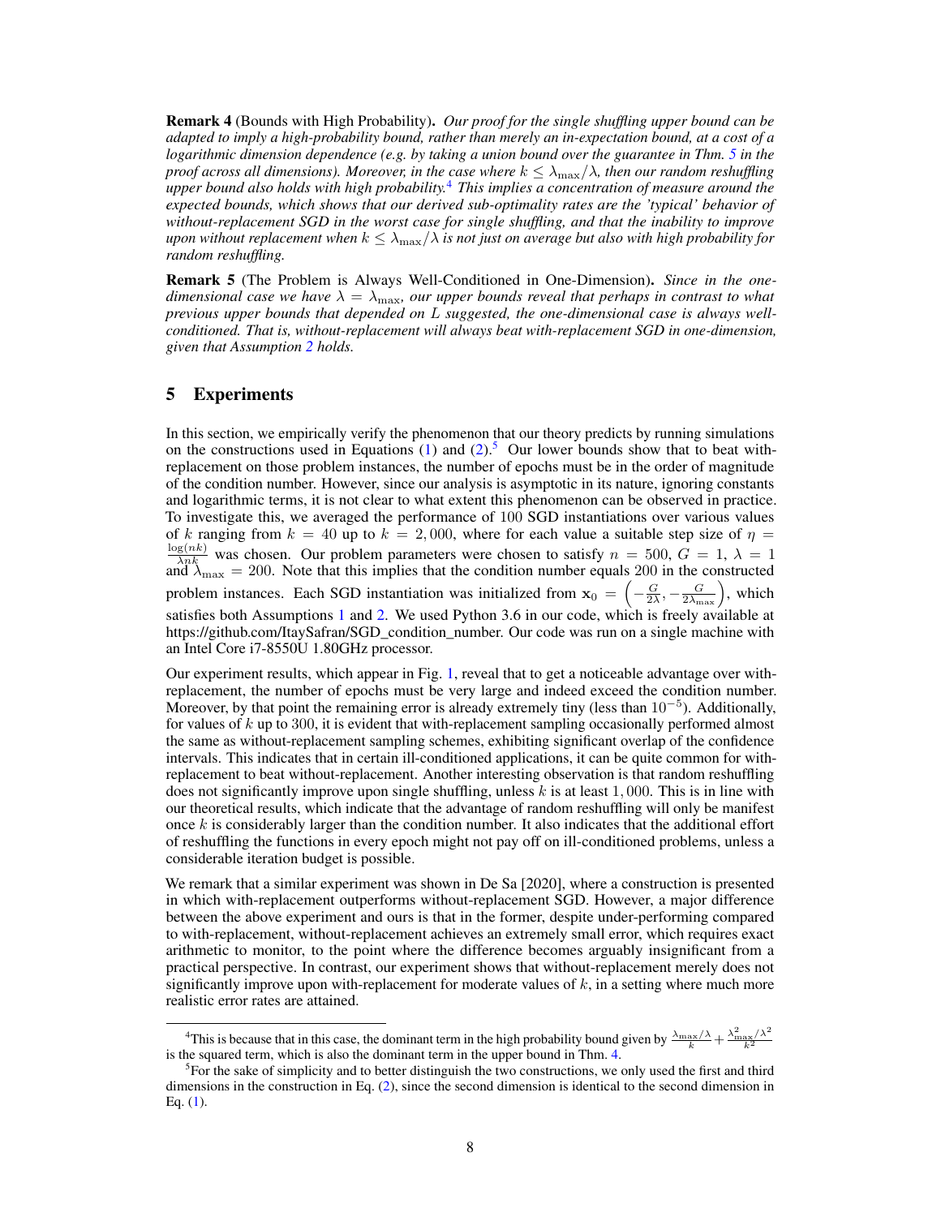**Remark 4** (Bounds with High Probability). *Our proof for the single shuffling upper bound can be adapted to imply a high-probability bound, rather than merely an in-expectation bound, at a cost of a logarithmic dimension dependence (e.g. by taking a union bound over the guarantee in Thm. 5 in the proof across all dimensions). Moreover, in the case where $k \leq \lambda_{\max}/\lambda$, then our random reshuffling upper bound also holds with high probability.*[4] *This implies a concentration of measure around the expected bounds, which shows that our derived sub-optimality rates are the 'typical' behavior of without-replacement SGD in the worst case for single shuffling, and that the inability to improve upon without replacement when $k \leq \lambda_{\max}/\lambda$ is not just on average but also with high probability for random reshuffling.*

**Remark 5** (The Problem is Always Well-Conditioned in One-Dimension). *Since in the one-dimensional case we have $\lambda = \lambda_{\max}$, our upper bounds reveal that perhaps in contrast to what previous upper bounds that depended on $L$ suggested, the one-dimensional case is always well-conditioned. That is, without-replacement will always beat with-replacement SGD in one-dimension, given that Assumption 2 holds.*

# 5 Experiments

In this section, we empirically verify the phenomenon that our theory predicts by running simulations on the constructions used in Equations (1) and (2).[5] Our lower bounds show that to beat with-replacement on those problem instances, the number of epochs must be in the order of magnitude of the condition number. However, since our analysis is asymptotic in its nature, ignoring constants and logarithmic terms, it is not clear to what extent this phenomenon can be observed in practice. To investigate this, we averaged the performance of 100 SGD instantiations over various values of $k$ ranging from $k = 40$ up to $k = 2,000$, where for each value a suitable step size of $\eta = \frac{\log(nk)}{\lambda nk}$ was chosen. Our problem parameters were chosen to satisfy $n = 500$, $G = 1$, $\lambda = 1$ and $\lambda_{\max} = 200$. Note that this implies that the condition number equals 200 in the constructed problem instances. Each SGD instantiation was initialized from $\mathbf{x}_0 = \left(-\frac{G}{2\lambda}, -\frac{G}{2\lambda_{\max}}\right)$, which satisfies both Assumptions 1 and 2. We used Python 3.6 in our code, which is freely available at https://github.com/ItaySafran/SGD_condition_number. Our code was run on a single machine with an Intel Core i7-8550U 1.80GHz processor.

Our experiment results, which appear in Fig. 1, reveal that to get a noticeable advantage over with-replacement, the number of epochs must be very large and indeed exceed the condition number. Moreover, by that point the remaining error is already extremely tiny (less than $10^{-5}$). Additionally, for values of $k$ up to 300, it is evident that with-replacement sampling occasionally performed almost the same as without-replacement sampling schemes, exhibiting significant overlap of the confidence intervals. This indicates that in certain ill-conditioned applications, it can be quite common for with-replacement to beat without-replacement. Another interesting observation is that random reshuffling does not significantly improve upon single shuffling, unless $k$ is at least $1,000$. This is in line with our theoretical results, which indicate that the advantage of random reshuffling will only be manifest once $k$ is considerably larger than the condition number. It also indicates that the additional effort of reshuffling the functions in every epoch might not pay off on ill-conditioned problems, unless a considerable iteration budget is possible.

We remark that a similar experiment was shown in De Sa [2020], where a construction is presented in which with-replacement outperforms without-replacement SGD. However, a major difference between the above experiment and ours is that in the former, despite under-performing compared to with-replacement, without-replacement achieves an extremely small error, which requires exact arithmetic to monitor, to the point where the difference becomes arguably insignificant from a practical perspective. In contrast, our experiment shows that without-replacement merely does not significantly improve upon with-replacement for moderate values of $k$, in a setting where much more realistic error rates are attained.

---

[4] This is because that in this case, the dominant term in the high probability bound given by $\frac{\lambda_{\max}/\lambda}{k} + \frac{\lambda_{\max}^2/\lambda^2}{k^2}$ is the squared term, which is also the dominant term in the upper bound in Thm. 4.

[5] For the sake of simplicity and to better distinguish the two constructions, we only used the first and third dimensions in the construction in Eq. (2), since the second dimension is identical to the second dimension in Eq. (1).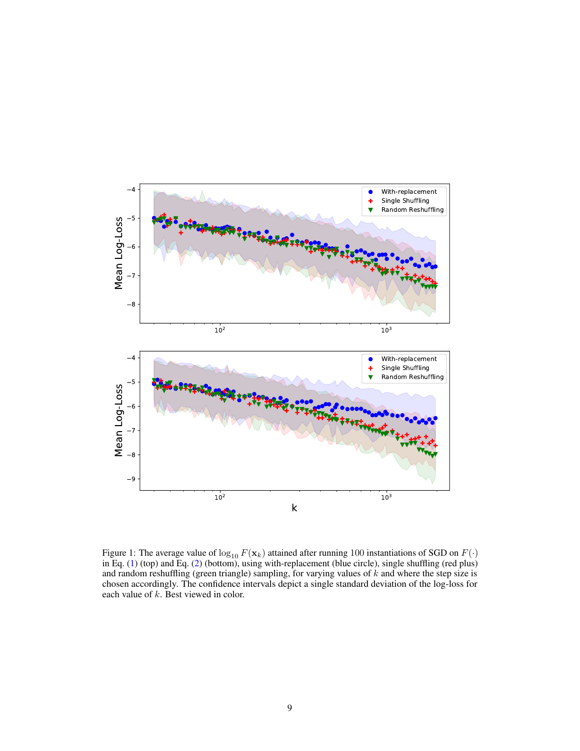Figure 1: The average value of $\log_{10} F(\mathbf{x}_k)$ attained after running 100 instantiations of SGD on $F(\cdot)$ in Eq. (1) (top) and Eq. (2) (bottom), using with-replacement (blue circle), single shuffling (red plus) and random reshuffling (green triangle) sampling, for varying values of $k$ and where the step size is chosen accordingly. The confidence intervals depict a single standard deviation of the log-loss for each value of $k$. Best viewed in color.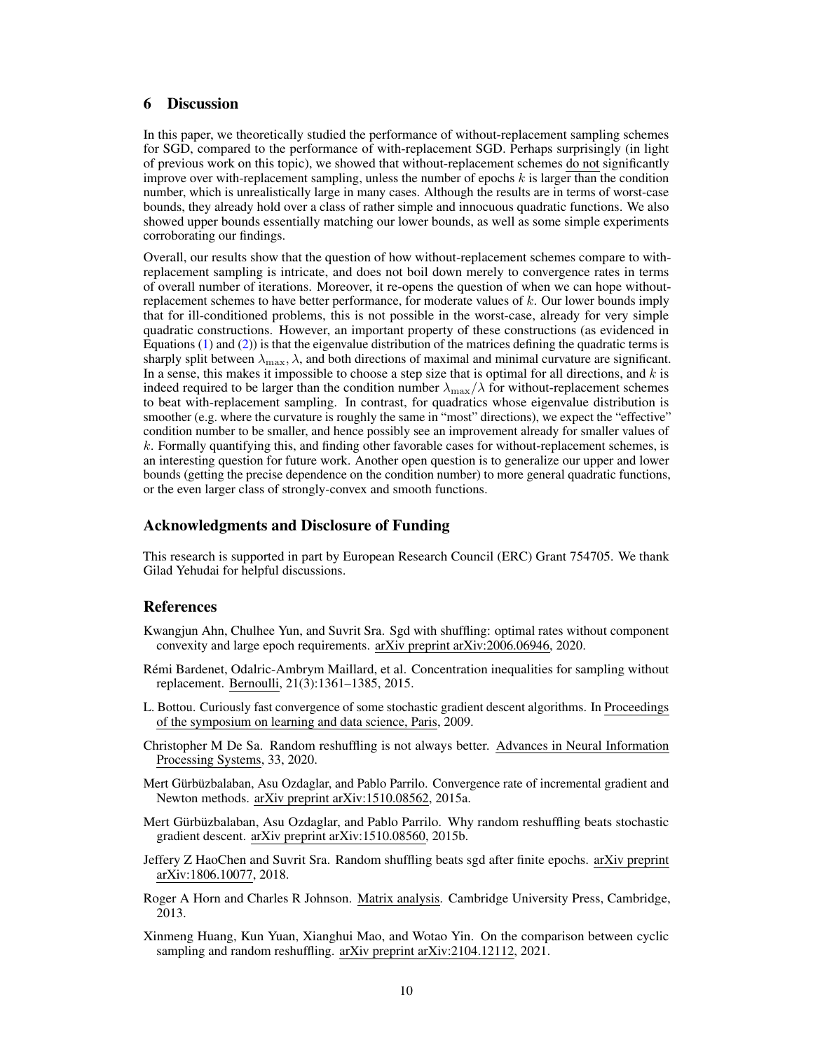## 6 Discussion

In this paper, we theoretically studied the performance of without-replacement sampling schemes for SGD, compared to the performance of with-replacement SGD. Perhaps surprisingly (in light of previous work on this topic), we showed that without-replacement schemes do not significantly improve over with-replacement sampling, unless the number of epochs $k$ is larger than the condition number, which is unrealistically large in many cases. Although the results are in terms of worst-case bounds, they already hold over a class of rather simple and innocuous quadratic functions. We also showed upper bounds essentially matching our lower bounds, as well as some simple experiments corroborating our findings.

Overall, our results show that the question of how without-replacement schemes compare to with-replacement sampling is intricate, and does not boil down merely to convergence rates in terms of overall number of iterations. Moreover, it re-opens the question of when we can hope without-replacement schemes to have better performance, for moderate values of $k$. Our lower bounds imply that for ill-conditioned problems, this is not possible in the worst-case, already for very simple quadratic constructions. However, an important property of these constructions (as evidenced in Equations (1) and (2)) is that the eigenvalue distribution of the matrices defining the quadratic terms is sharply split between $\lambda_{\max}, \lambda$, and both directions of maximal and minimal curvature are significant. In a sense, this makes it impossible to choose a step size that is optimal for all directions, and $k$ is indeed required to be larger than the condition number $\lambda_{\max}/\lambda$ for without-replacement schemes to beat with-replacement sampling. In contrast, for quadratics whose eigenvalue distribution is smoother (e.g. where the curvature is roughly the same in "most" directions), we expect the "effective" condition number to be smaller, and hence possibly see an improvement already for smaller values of $k$. Formally quantifying this, and finding other favorable cases for without-replacement schemes, is an interesting question for future work. Another open question is to generalize our upper and lower bounds (getting the precise dependence on the condition number) to more general quadratic functions, or the even larger class of strongly-convex and smooth functions.

## Acknowledgments and Disclosure of Funding

This research is supported in part by European Research Council (ERC) Grant 754705. We thank Gilad Yehudai for helpful discussions.

## References

Kwangjun Ahn, Chulhee Yun, and Suvrit Sra. Sgd with shuffling: optimal rates without component convexity and large epoch requirements. arXiv preprint arXiv:2006.06946, 2020.

Rémi Bardenet, Odalric-Ambrym Maillard, et al. Concentration inequalities for sampling without replacement. Bernoulli, 21(3):1361–1385, 2015.

L. Bottou. Curiously fast convergence of some stochastic gradient descent algorithms. In Proceedings of the symposium on learning and data science, Paris, 2009.

Christopher M De Sa. Random reshuffling is not always better. Advances in Neural Information Processing Systems, 33, 2020.

Mert Gürbüzbalaban, Asu Ozdaglar, and Pablo Parrilo. Convergence rate of incremental gradient and Newton methods. arXiv preprint arXiv:1510.08562, 2015a.

Mert Gürbüzbalaban, Asu Ozdaglar, and Pablo Parrilo. Why random reshuffling beats stochastic gradient descent. arXiv preprint arXiv:1510.08560, 2015b.

Jeffery Z HaoChen and Suvrit Sra. Random shuffling beats sgd after finite epochs. arXiv preprint arXiv:1806.10077, 2018.

Roger A Horn and Charles R Johnson. Matrix analysis. Cambridge University Press, Cambridge, 2013.

Xinmeng Huang, Kun Yuan, Xianghui Mao, and Wotao Yin. On the comparison between cyclic sampling and random reshuffling. arXiv preprint arXiv:2104.12112, 2021.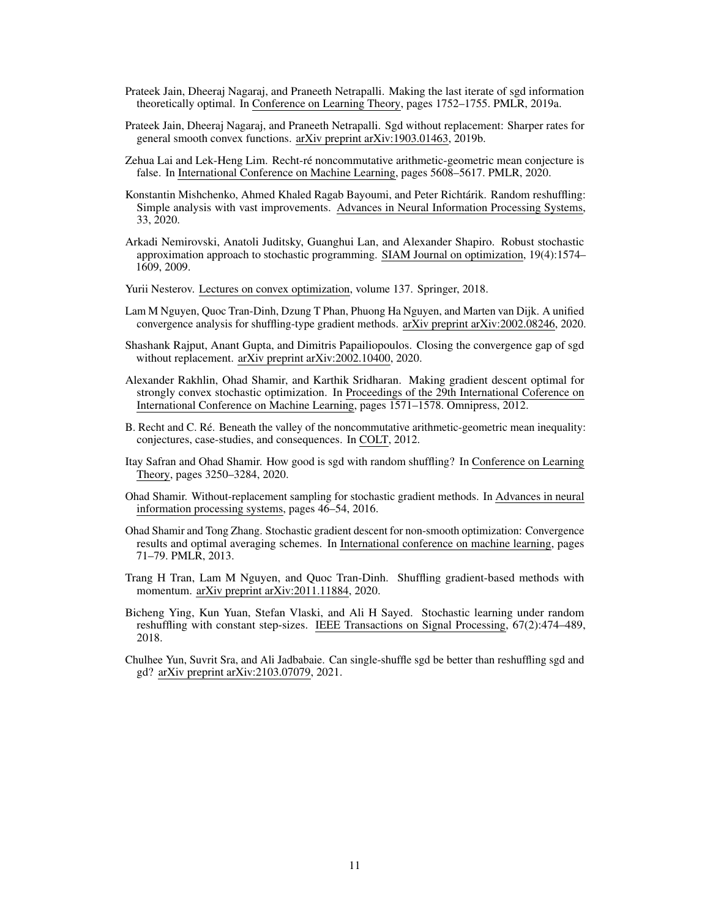Prateek Jain, Dheeraj Nagaraj, and Praneeth Netrapalli. Making the last iterate of sgd information theoretically optimal. In Conference on Learning Theory, pages 1752–1755. PMLR, 2019a.

Prateek Jain, Dheeraj Nagaraj, and Praneeth Netrapalli. Sgd without replacement: Sharper rates for general smooth convex functions. arXiv preprint arXiv:1903.01463, 2019b.

Zehua Lai and Lek-Heng Lim. Recht-ré noncommutative arithmetic-geometric mean conjecture is false. In International Conference on Machine Learning, pages 5608–5617. PMLR, 2020.

Konstantin Mishchenko, Ahmed Khaled Ragab Bayoumi, and Peter Richtárik. Random reshuffling: Simple analysis with vast improvements. Advances in Neural Information Processing Systems, 33, 2020.

Arkadi Nemirovski, Anatoli Juditsky, Guanghui Lan, and Alexander Shapiro. Robust stochastic approximation approach to stochastic programming. SIAM Journal on optimization, 19(4):1574–1609, 2009.

Yurii Nesterov. Lectures on convex optimization, volume 137. Springer, 2018.

Lam M Nguyen, Quoc Tran-Dinh, Dzung T Phan, Phuong Ha Nguyen, and Marten van Dijk. A unified convergence analysis for shuffling-type gradient methods. arXiv preprint arXiv:2002.08246, 2020.

Shashank Rajput, Anant Gupta, and Dimitris Papailiopoulos. Closing the convergence gap of sgd without replacement. arXiv preprint arXiv:2002.10400, 2020.

Alexander Rakhlin, Ohad Shamir, and Karthik Sridharan. Making gradient descent optimal for strongly convex stochastic optimization. In Proceedings of the 29th International Coference on International Conference on Machine Learning, pages 1571–1578. Omnipress, 2012.

B. Recht and C. Ré. Beneath the valley of the noncommutative arithmetic-geometric mean inequality: conjectures, case-studies, and consequences. In COLT, 2012.

Itay Safran and Ohad Shamir. How good is sgd with random shuffling? In Conference on Learning Theory, pages 3250–3284, 2020.

Ohad Shamir. Without-replacement sampling for stochastic gradient methods. In Advances in neural information processing systems, pages 46–54, 2016.

Ohad Shamir and Tong Zhang. Stochastic gradient descent for non-smooth optimization: Convergence results and optimal averaging schemes. In International conference on machine learning, pages 71–79. PMLR, 2013.

Trang H Tran, Lam M Nguyen, and Quoc Tran-Dinh. Shuffling gradient-based methods with momentum. arXiv preprint arXiv:2011.11884, 2020.

Bicheng Ying, Kun Yuan, Stefan Vlaski, and Ali H Sayed. Stochastic learning under random reshuffling with constant step-sizes. IEEE Transactions on Signal Processing, 67(2):474–489, 2018.

Chulhee Yun, Suvrit Sra, and Ali Jadbabaie. Can single-shuffle sgd be better than reshuffling sgd and gd? arXiv preprint arXiv:2103.07079, 2021.